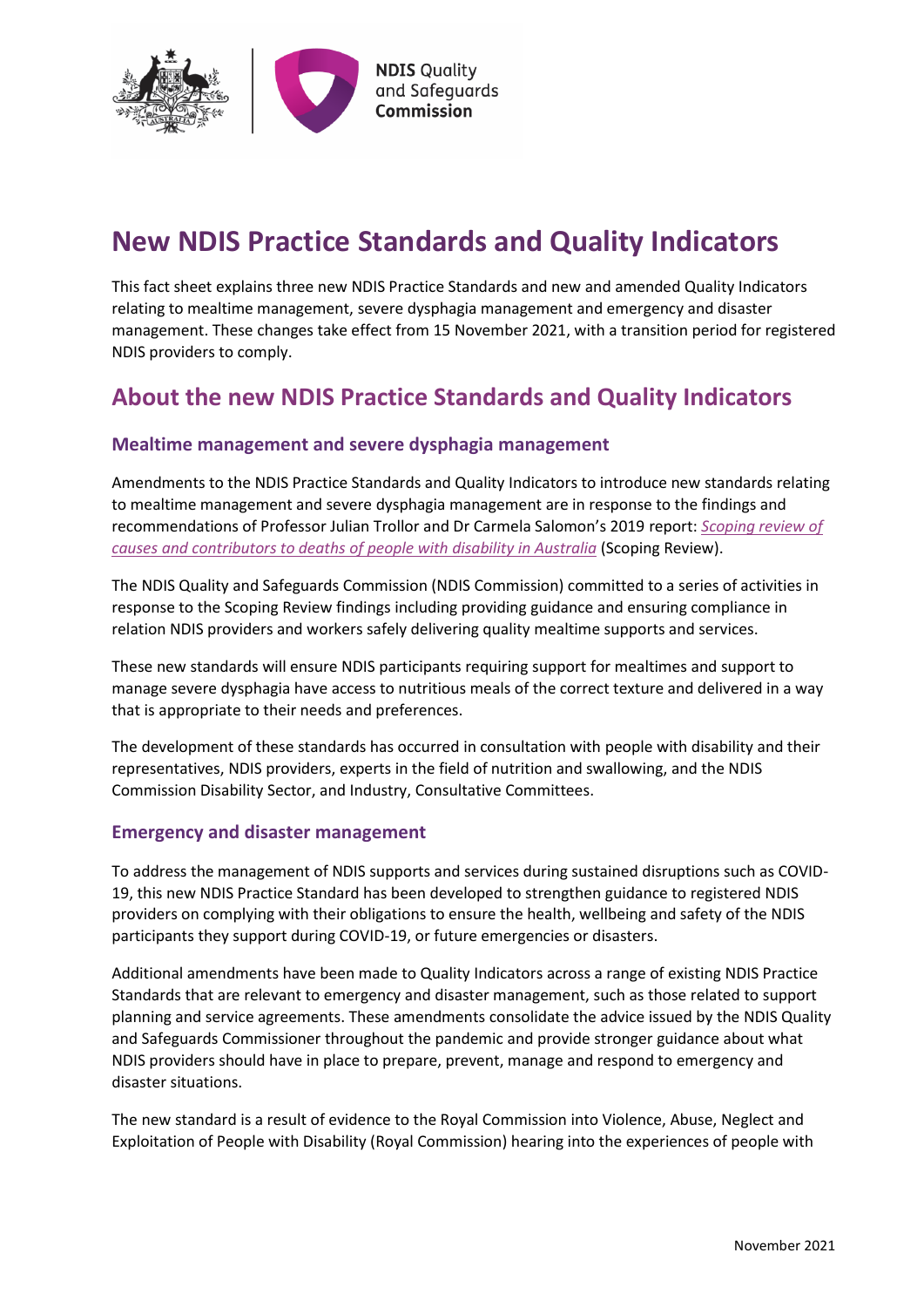# New NDIS Practice Standards and Quality Indicators

This fact sheet explains three new NDIS Practice Standards and new and amended Quality Indicators relating to mealtime management, severe dysphagia management and emergency and disaster management. These changes take effect from 15 November 2021, with a transition period for registered NDIS providers to comply.

## About the new NDIS Practice Standards and Quality Indicators

### Mealtime management and severe dysphagia management

Amendments to the NDIS Practice Standards and Quality Indicators to introduce new standards relating to mealtime management and severe dysphagia management are in response to the findings and recommendations of Professor Julian Trollor and Dr Carmela Salomon's 2019 report: *Scoping review of causes and contributors to deaths of people with disability in Australia* (Scoping Review).

The NDIS Quality and Safeguards Commission (NDIS Commission) committed to a series of activities in response to the Scoping Review findings including providing guidance and ensuring compliance in relation NDIS providers and workers safely delivering quality mealtime supports and services.

These new standards will ensure NDIS participants requiring support for mealtimes and support to manage severe dysphagia have access to nutritious meals of the correct texture and delivered in a way that is appropriate to their needs and preferences.

The development of these standards has occurred in consultation with people with disability and their representatives, NDIS providers, experts in the field of nutrition and swallowing, and the NDIS Commission Disability Sector, and Industry, Consultative Committees.

### Emergency and disaster management

To address the management of NDIS supports and services during sustained disruptions such as COVID-19, this new NDIS Practice Standard has been developed to strengthen guidance to registered NDIS providers on complying with their obligations to ensure the health, wellbeing and safety of the NDIS participants they support during COVID-19, or future emergencies or disasters.

Additional amendments have been made to Quality Indicators across a range of existing NDIS Practice Standards that are relevant to emergency and disaster management, such as those related to support planning and service agreements. These amendments consolidate the advice issued by the NDIS Quality and Safeguards Commissioner throughout the pandemic and provide stronger guidance about what NDIS providers should have in place to prepare, prevent, manage and respond to emergency and disaster situations.

The new standard is a result of evidence to the Royal Commission into Violence, Abuse, Neglect and Exploitation of People with Disability (Royal Commission) hearing into the experiences of people with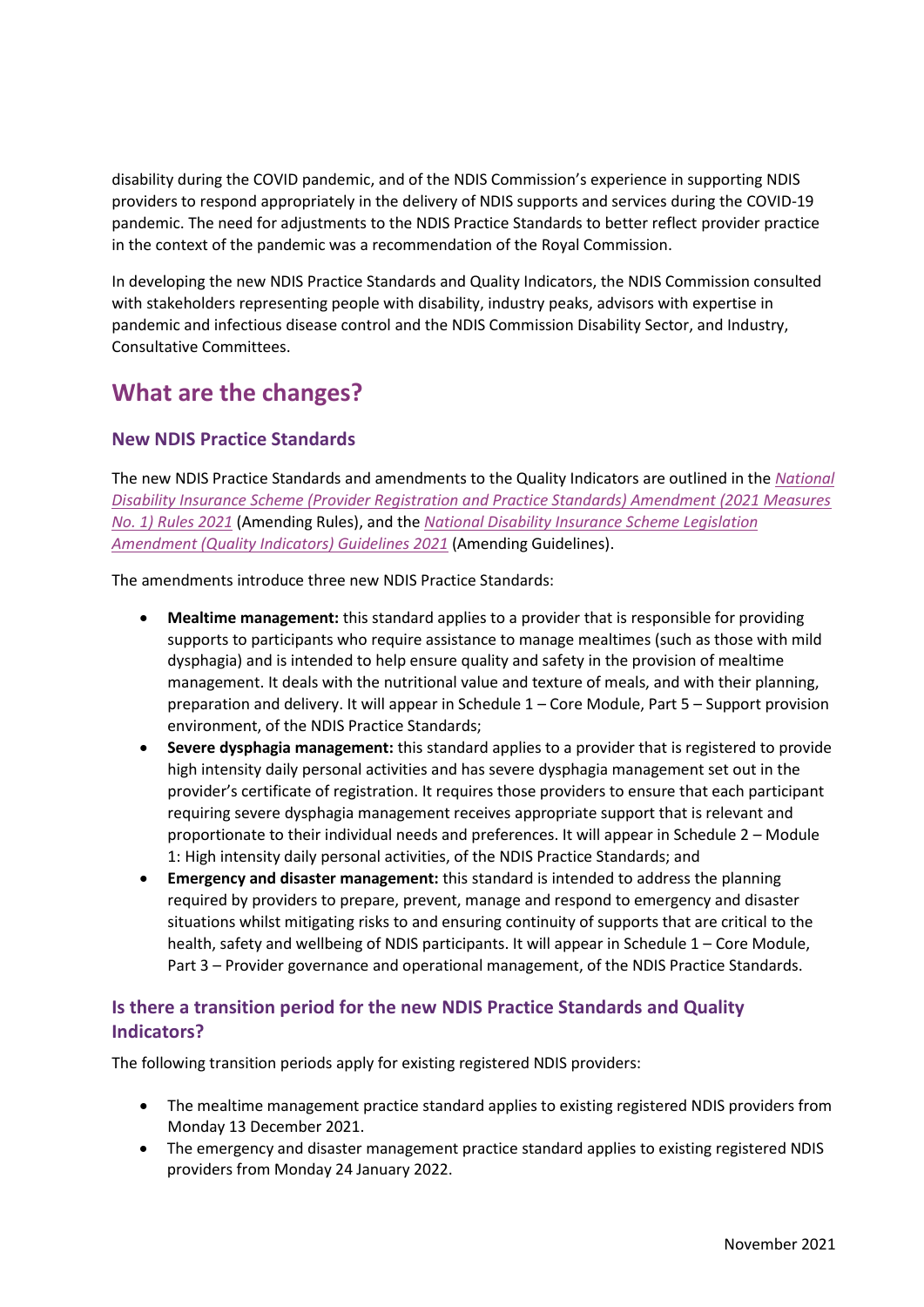disability during the COVID pandemic, and of the NDIS Commission's experience in supporting NDIS providers to respond appropriately in the delivery of NDIS supports and services during the COVID-19 pandemic. The need for adjustments to the NDIS Practice Standards to better reflect provider practice in the context of the pandemic was a recommendation of the Royal Commission.

In developing the new NDIS Practice Standards and Quality Indicators, the NDIS Commission consulted with stakeholders representing people with disability, industry peaks, advisors with expertise in pandemic and infectious disease control and the NDIS Commission Disability Sector, and Industry, Consultative Committees.

## What are the changes?

### New NDIS Practice Standards

The new NDIS Practice Standards and amendments to the Quality Indicators are outlined in the *National Disability Insurance Scheme (Provider Registration and Practice Standards) Amendment (2021 Measures No. 1) Rules 2021* (Amending Rules), and the *National Disability Insurance Scheme Legislation Amendment (Quality Indicators) Guidelines 2021* (Amending Guidelines).

The amendments introduce three new NDIS Practice Standards:

- **Mealtime management:** this standard applies to a provider that is responsible for providing supports to participants who require assistance to manage mealtimes (such as those with mild dysphagia) and is intended to help ensure quality and safety in the provision of mealtime management. It deals with the nutritional value and texture of meals, and with their planning, preparation and delivery. It will appear in Schedule 1 – Core Module, Part 5 – Support provision environment, of the NDIS Practice Standards;
- **Severe dysphagia management:** this standard applies to a provider that is registered to provide high intensity daily personal activities and has severe dysphagia management set out in the provider's certificate of registration. It requires those providers to ensure that each participant requiring severe dysphagia management receives appropriate support that is relevant and proportionate to their individual needs and preferences. It will appear in Schedule 2 – Module 1: High intensity daily personal activities, of the NDIS Practice Standards; and
- **Emergency and disaster management:** this standard is intended to address the planning required by providers to prepare, prevent, manage and respond to emergency and disaster situations whilst mitigating risks to and ensuring continuity of supports that are critical to the health, safety and wellbeing of NDIS participants. It will appear in Schedule 1 – Core Module, Part 3 – Provider governance and operational management, of the NDIS Practice Standards.

### Is there a transition period for the new NDIS Practice Standards and Quality Indicators?

The following transition periods apply for existing registered NDIS providers:

- The mealtime management practice standard applies to existing registered NDIS providers from Monday 13 December 2021.
- The emergency and disaster management practice standard applies to existing registered NDIS providers from Monday 24 January 2022.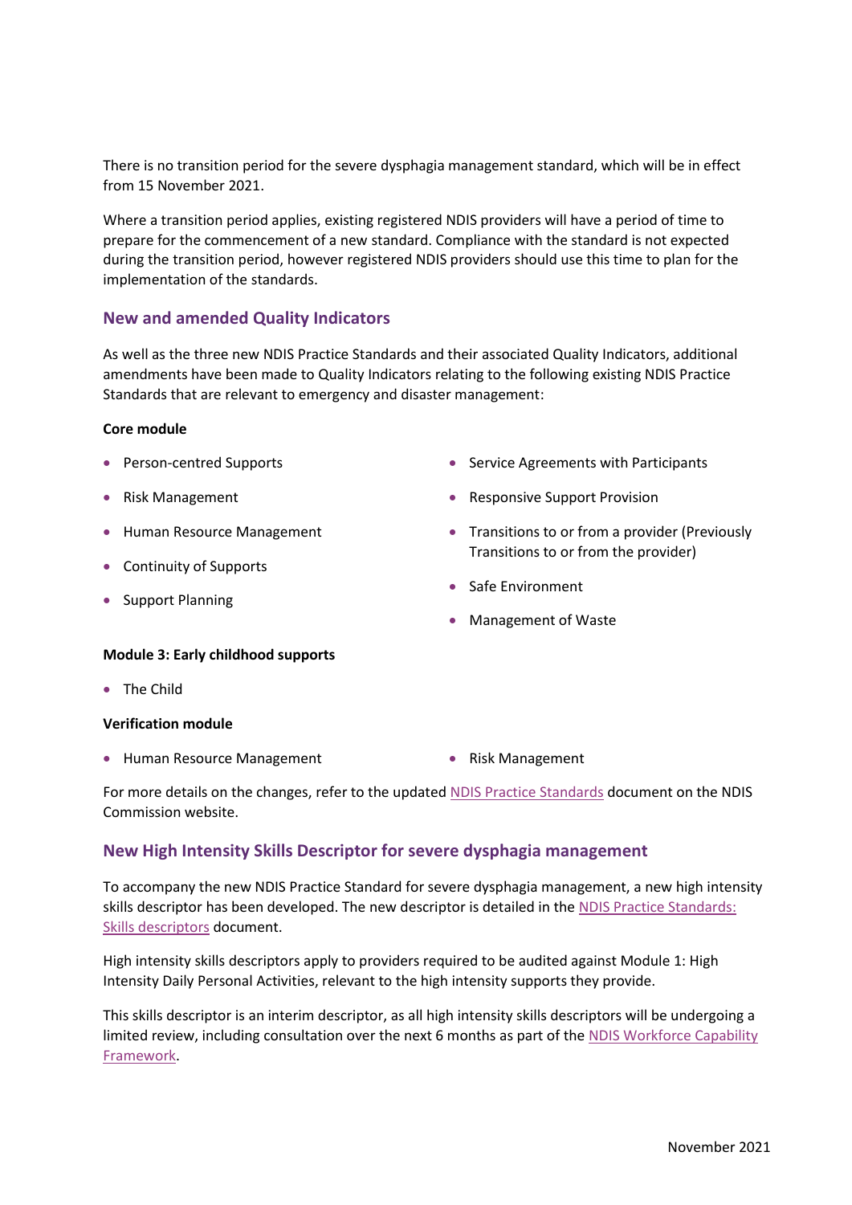There is no transition period for the severe dysphagia management standard, which will be in effect from 15 November 2021.

Where a transition period applies, existing registered NDIS providers will have a period of time to prepare for the commencement of a new standard. Compliance with the standard is not expected during the transition period, however registered NDIS providers should use this time to plan for the implementation of the standards.

## New and amended Quality Indicators

As well as the three new NDIS Practice Standards and their associated Quality Indicators, additional amendments have been made to Quality Indicators relating to the following existing NDIS Practice Standards that are relevant to emergency and disaster management:

**Core module**

- Person-centred Supports
- Risk Management
- Human Resource Management
- Continuity of Supports
- Support Planning
- Service Agreements with Participants
- Responsive Support Provision
- Transitions to or from a provider (Previously Transitions to or from the provider)
- Safe Environment
- Management of Waste

**Module 3: Early childhood supports**

- The Child

**Verification module**

- Human Resource Management
- Risk Management

For more details on the changes, refer to the updated NDIS Practice Standards document on the NDIS Commission website.

## New High Intensity Skills Descriptor for severe dysphagia management

To accompany the new NDIS Practice Standard for severe dysphagia management, a new high intensity skills descriptor has been developed. The new descriptor is detailed in the NDIS Practice Standards: Skills descriptors document.

High intensity skills descriptors apply to providers required to be audited against Module 1: High Intensity Daily Personal Activities, relevant to the high intensity supports they provide.

This skills descriptor is an interim descriptor, as all high intensity skills descriptors will be undergoing a limited review, including consultation over the next 6 months as part of the NDIS Workforce Capability Framework.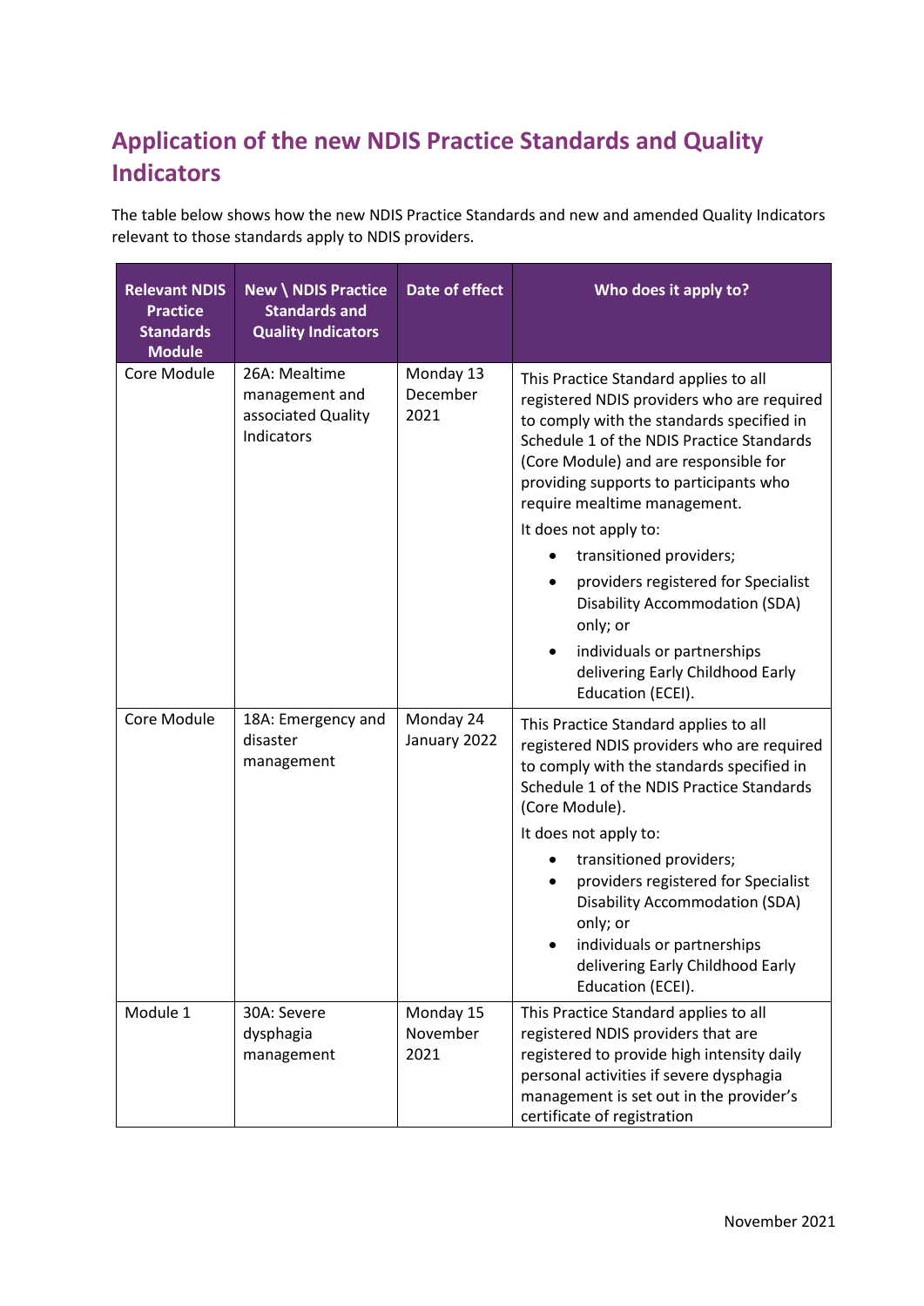## Application of the new NDIS Practice Standards and Quality Indicators

The table below shows how the new NDIS Practice Standards and new and amended Quality Indicators relevant to those standards apply to NDIS providers.

| Relevant NDIS Practice Standards Module | New \ NDIS Practice Standards and Quality Indicators | Date of effect | Who does it apply to? |
|---|---|---|---|
| Core Module | 26A: Mealtime management and associated Quality Indicators | Monday 13 December 2021 | This Practice Standard applies to all registered NDIS providers who are required to comply with the standards specified in Schedule 1 of the NDIS Practice Standards (Core Module) and are responsible for providing supports to participants who require mealtime management.<br><br>It does not apply to:<br>• transitioned providers;<br>• providers registered for Specialist Disability Accommodation (SDA) only; or<br>• individuals or partnerships delivering Early Childhood Early Education (ECEI). |
| Core Module | 18A: Emergency and disaster management | Monday 24 January 2022 | This Practice Standard applies to all registered NDIS providers who are required to comply with the standards specified in Schedule 1 of the NDIS Practice Standards (Core Module).<br><br>It does not apply to:<br>• transitioned providers;<br>• providers registered for Specialist Disability Accommodation (SDA) only; or<br>• individuals or partnerships delivering Early Childhood Early Education (ECEI). |
| Module 1 | 30A: Severe dysphagia management | Monday 15 November 2021 | This Practice Standard applies to all registered NDIS providers that are registered to provide high intensity daily personal activities if severe dysphagia management is set out in the provider's certificate of registration |

November 2021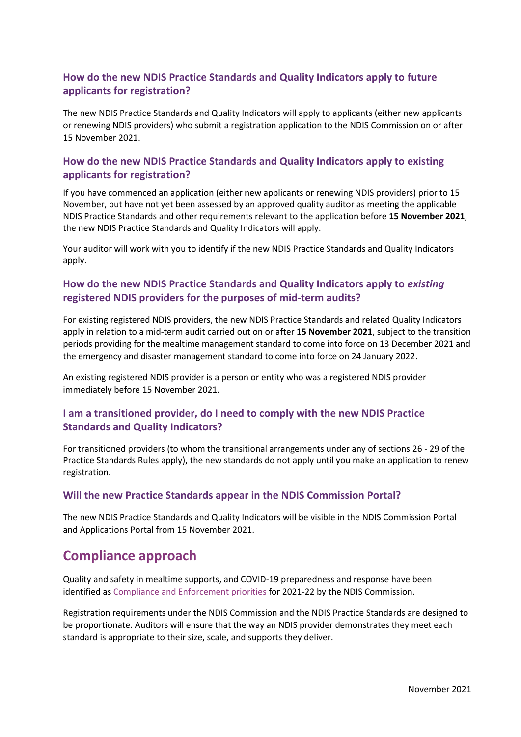### How do the new NDIS Practice Standards and Quality Indicators apply to future applicants for registration?

The new NDIS Practice Standards and Quality Indicators will apply to applicants (either new applicants or renewing NDIS providers) who submit a registration application to the NDIS Commission on or after 15 November 2021.

### How do the new NDIS Practice Standards and Quality Indicators apply to existing applicants for registration?

If you have commenced an application (either new applicants or renewing NDIS providers) prior to 15 November, but have not yet been assessed by an approved quality auditor as meeting the applicable NDIS Practice Standards and other requirements relevant to the application before **15 November 2021**, the new NDIS Practice Standards and Quality Indicators will apply.

Your auditor will work with you to identify if the new NDIS Practice Standards and Quality Indicators apply.

### How do the new NDIS Practice Standards and Quality Indicators apply to *existing* registered NDIS providers for the purposes of mid-term audits?

For existing registered NDIS providers, the new NDIS Practice Standards and related Quality Indicators apply in relation to a mid-term audit carried out on or after **15 November 2021**, subject to the transition periods providing for the mealtime management standard to come into force on 13 December 2021 and the emergency and disaster management standard to come into force on 24 January 2022.

An existing registered NDIS provider is a person or entity who was a registered NDIS provider immediately before 15 November 2021.

### I am a transitioned provider, do I need to comply with the new NDIS Practice Standards and Quality Indicators?

For transitioned providers (to whom the transitional arrangements under any of sections 26 - 29 of the Practice Standards Rules apply), the new standards do not apply until you make an application to renew registration.

### Will the new Practice Standards appear in the NDIS Commission Portal?

The new NDIS Practice Standards and Quality Indicators will be visible in the NDIS Commission Portal and Applications Portal from 15 November 2021.

## Compliance approach

Quality and safety in mealtime supports, and COVID-19 preparedness and response have been identified as Compliance and Enforcement priorities for 2021-22 by the NDIS Commission.

Registration requirements under the NDIS Commission and the NDIS Practice Standards are designed to be proportionate. Auditors will ensure that the way an NDIS provider demonstrates they meet each standard is appropriate to their size, scale, and supports they deliver.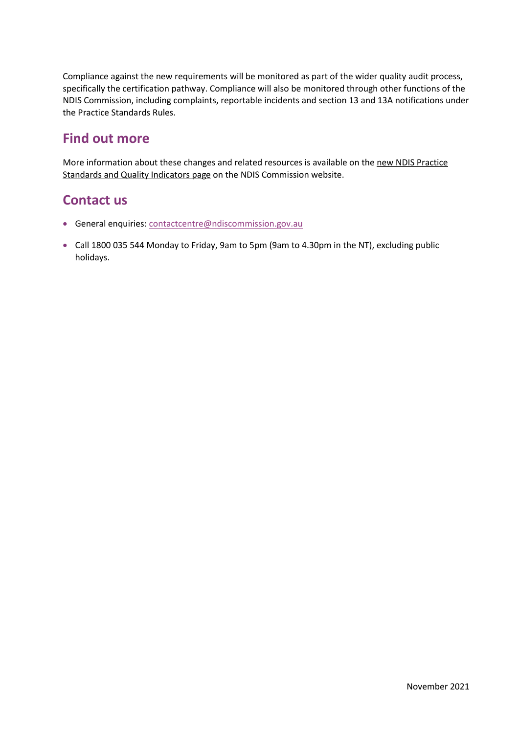Compliance against the new requirements will be monitored as part of the wider quality audit process, specifically the certification pathway. Compliance will also be monitored through other functions of the NDIS Commission, including complaints, reportable incidents and section 13 and 13A notifications under the Practice Standards Rules.

## Find out more

More information about these changes and related resources is available on the new NDIS Practice Standards and Quality Indicators page on the NDIS Commission website.

## Contact us

- General enquiries: contactcentre@ndiscommission.gov.au
- Call 1800 035 544 Monday to Friday, 9am to 5pm (9am to 4.30pm in the NT), excluding public holidays.

November 2021